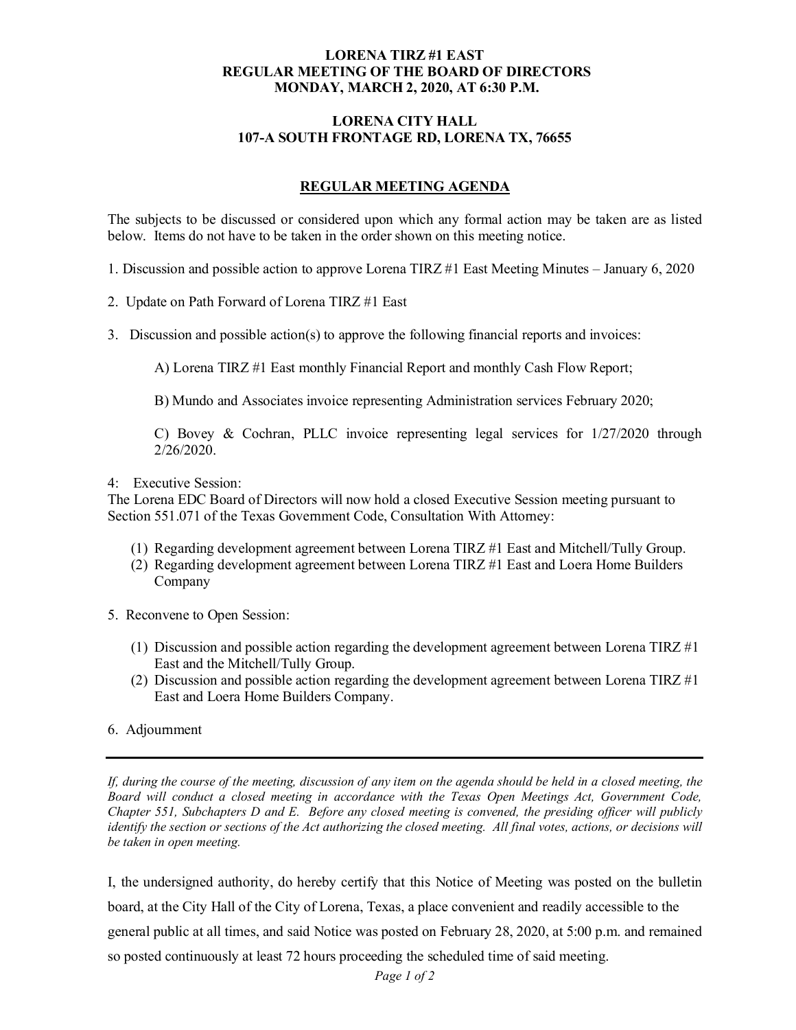**LORENA TIRZ #1 EAST**
**REGULAR MEETING OF THE BOARD OF DIRECTORS**
**MONDAY, MARCH 2, 2020, AT 6:30 P.M.**

**LORENA CITY HALL**
**107-A SOUTH FRONTAGE RD, LORENA TX, 76655**

## REGULAR MEETING AGENDA

The subjects to be discussed or considered upon which any formal action may be taken are as listed below. Items do not have to be taken in the order shown on this meeting notice.

1. Discussion and possible action to approve Lorena TIRZ #1 East Meeting Minutes – January 6, 2020

2. Update on Path Forward of Lorena TIRZ #1 East

3. Discussion and possible action(s) to approve the following financial reports and invoices:

   A) Lorena TIRZ #1 East monthly Financial Report and monthly Cash Flow Report;

   B) Mundo and Associates invoice representing Administration services February 2020;

   C) Bovey & Cochran, PLLC invoice representing legal services for 1/27/2020 through 2/26/2020.

4: Executive Session:
The Lorena EDC Board of Directors will now hold a closed Executive Session meeting pursuant to Section 551.071 of the Texas Government Code, Consultation With Attorney:

(1) Regarding development agreement between Lorena TIRZ #1 East and Mitchell/Tully Group.
(2) Regarding development agreement between Lorena TIRZ #1 East and Loera Home Builders Company

5. Reconvene to Open Session:

(1) Discussion and possible action regarding the development agreement between Lorena TIRZ #1 East and the Mitchell/Tully Group.
(2) Discussion and possible action regarding the development agreement between Lorena TIRZ #1 East and Loera Home Builders Company.

6. Adjournment

---

*If, during the course of the meeting, discussion of any item on the agenda should be held in a closed meeting, the Board will conduct a closed meeting in accordance with the Texas Open Meetings Act, Government Code, Chapter 551, Subchapters D and E. Before any closed meeting is convened, the presiding officer will publicly identify the section or sections of the Act authorizing the closed meeting. All final votes, actions, or decisions will be taken in open meeting.*

I, the undersigned authority, do hereby certify that this Notice of Meeting was posted on the bulletin board, at the City Hall of the City of Lorena, Texas, a place convenient and readily accessible to the general public at all times, and said Notice was posted on February 28, 2020, at 5:00 p.m. and remained so posted continuously at least 72 hours proceeding the scheduled time of said meeting.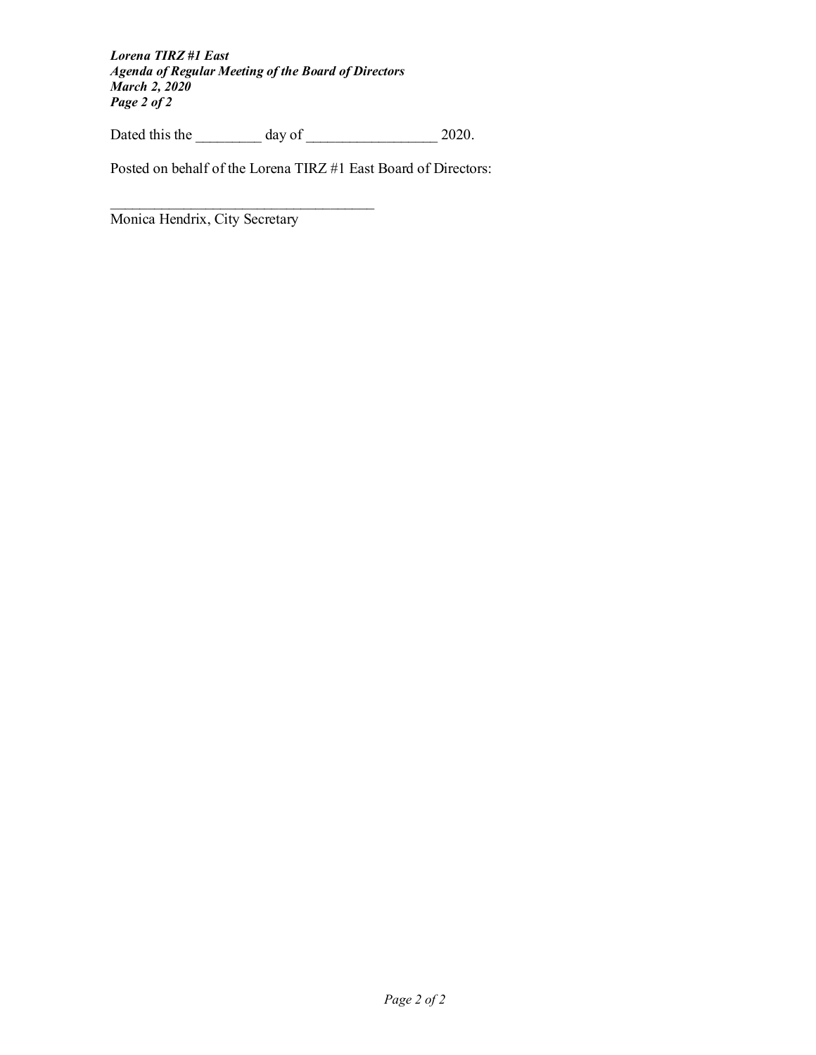Dated this the _________ day of _________________ 2020.

Posted on behalf of the Lorena TIRZ #1 East Board of Directors:

_____________________________________
Monica Hendrix, City Secretary